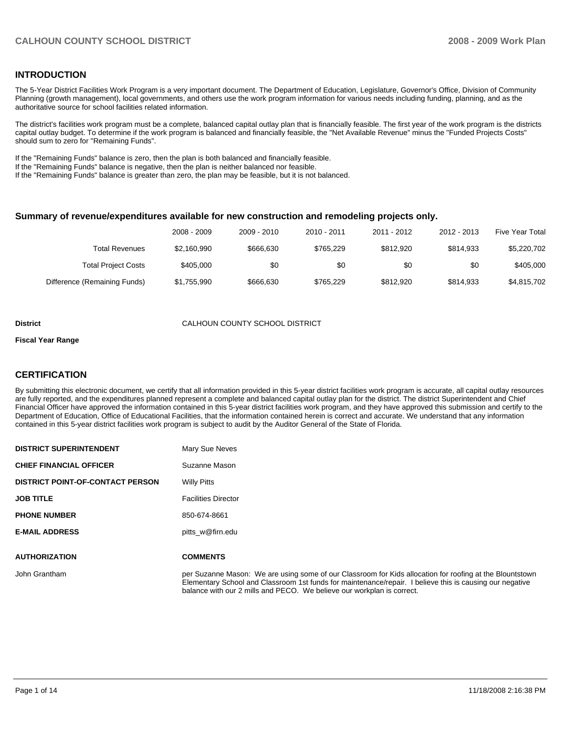## INTRODUCTION

The 5-Year District Facilities Work Program is a very important document. The Department of Education, Legislature, Governor's Office, Division of Community Planning (growth management), local governments, and others use the work program information for various needs including funding, planning, and as the authoritative source for school facilities related information.

The district's facilities work program must be a complete, balanced capital outlay plan that is financially feasible. The first year of the work program is the districts capital outlay budget. To determine if the work program is balanced and financially feasible, the "Net Available Revenue" minus the "Funded Projects Costs" should sum to zero for "Remaining Funds".

If the "Remaining Funds" balance is zero, then the plan is both balanced and financially feasible.
If the "Remaining Funds" balance is negative, then the plan is neither balanced nor feasible.
If the "Remaining Funds" balance is greater than zero, the plan may be feasible, but it is not balanced.

### Summary of revenue/expenditures available for new construction and remodeling projects only.

| | 2008 - 2009 | 2009 - 2010 | 2010 - 2011 | 2011 - 2012 | 2012 - 2013 | Five Year Total |
|---|---|---|---|---|---|---|
| Total Revenues | $2,160,990 | $666,630 | $765,229 | $812,920 | $814,933 | $5,220,702 |
| Total Project Costs | $405,000 | $0 | $0 | $0 | $0 | $405,000 |
| Difference (Remaining Funds) | $1,755,990 | $666,630 | $765,229 | $812,920 | $814,933 | $4,815,702 |

**District** CALHOUN COUNTY SCHOOL DISTRICT

**Fiscal Year Range**

## CERTIFICATION

By submitting this electronic document, we certify that all information provided in this 5-year district facilities work program is accurate, all capital outlay resources are fully reported, and the expenditures planned represent a complete and balanced capital outlay plan for the district. The district Superintendent and Chief Financial Officer have approved the information contained in this 5-year district facilities work program, and they have approved this submission and certify to the Department of Education, Office of Educational Facilities, that the information contained herein is correct and accurate. We understand that any information contained in this 5-year district facilities work program is subject to audit by the Auditor General of the State of Florida.

| | |
|---|---|
| **DISTRICT SUPERINTENDENT** | Mary Sue Neves |
| **CHIEF FINANCIAL OFFICER** | Suzanne Mason |
| **DISTRICT POINT-OF-CONTACT PERSON** | Willy Pitts |
| **JOB TITLE** | Facilities Director |
| **PHONE NUMBER** | 850-674-8661 |
| **E-MAIL ADDRESS** | pitts_w@firn.edu |

| **AUTHORIZATION** | **COMMENTS** |
|---|---|
| John Grantham | per Suzanne Mason: We are using some of our Classroom for Kids allocation for roofing at the Blountstown Elementary School and Classroom 1st funds for maintenance/repair. I believe this is causing our negative balance with our 2 mills and PECO. We believe our workplan is correct. |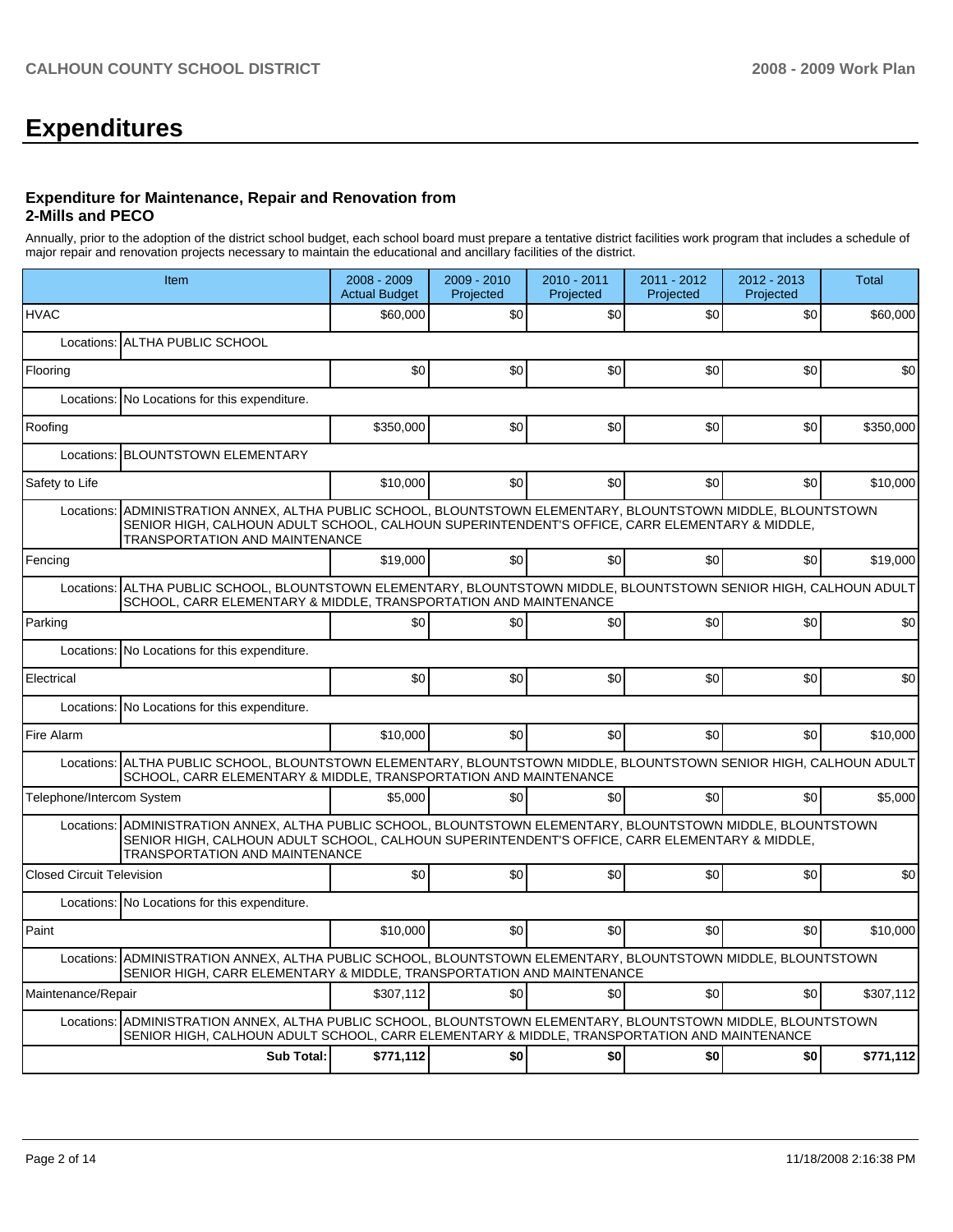# Expenditures

### Expenditure for Maintenance, Repair and Renovation from 2-Mills and PECO

Annually, prior to the adoption of the district school budget, each school board must prepare a tentative district facilities work program that includes a schedule of major repair and renovation projects necessary to maintain the educational and ancillary facilities of the district.

| Item | | 2008 - 2009 Actual Budget | 2009 - 2010 Projected | 2010 - 2011 Projected | 2011 - 2012 Projected | 2012 - 2013 Projected | Total |
|---|---|---|---|---|---|---|---|
| HVAC | | $60,000 | $0 | $0 | $0 | $0 | $60,000 |
| Locations: | ALTHA PUBLIC SCHOOL | | | | | | |
| Flooring | | $0 | $0 | $0 | $0 | $0 | $0 |
| Locations: | No Locations for this expenditure. | | | | | | |
| Roofing | | $350,000 | $0 | $0 | $0 | $0 | $350,000 |
| Locations: | BLOUNTSTOWN ELEMENTARY | | | | | | |
| Safety to Life | | $10,000 | $0 | $0 | $0 | $0 | $10,000 |
| Locations: | ADMINISTRATION ANNEX, ALTHA PUBLIC SCHOOL, BLOUNTSTOWN ELEMENTARY, BLOUNTSTOWN MIDDLE, BLOUNTSTOWN SENIOR HIGH, CALHOUN ADULT SCHOOL, CALHOUN SUPERINTENDENT'S OFFICE, CARR ELEMENTARY & MIDDLE, TRANSPORTATION AND MAINTENANCE | | | | | | |
| Fencing | | $19,000 | $0 | $0 | $0 | $0 | $19,000 |
| Locations: | ALTHA PUBLIC SCHOOL, BLOUNTSTOWN ELEMENTARY, BLOUNTSTOWN MIDDLE, BLOUNTSTOWN SENIOR HIGH, CALHOUN ADULT SCHOOL, CARR ELEMENTARY & MIDDLE, TRANSPORTATION AND MAINTENANCE | | | | | | |
| Parking | | $0 | $0 | $0 | $0 | $0 | $0 |
| Locations: | No Locations for this expenditure. | | | | | | |
| Electrical | | $0 | $0 | $0 | $0 | $0 | $0 |
| Locations: | No Locations for this expenditure. | | | | | | |
| Fire Alarm | | $10,000 | $0 | $0 | $0 | $0 | $10,000 |
| Locations: | ALTHA PUBLIC SCHOOL, BLOUNTSTOWN ELEMENTARY, BLOUNTSTOWN MIDDLE, BLOUNTSTOWN SENIOR HIGH, CALHOUN ADULT SCHOOL, CARR ELEMENTARY & MIDDLE, TRANSPORTATION AND MAINTENANCE | | | | | | |
| Telephone/Intercom System | | $5,000 | $0 | $0 | $0 | $0 | $5,000 |
| Locations: | ADMINISTRATION ANNEX, ALTHA PUBLIC SCHOOL, BLOUNTSTOWN ELEMENTARY, BLOUNTSTOWN MIDDLE, BLOUNTSTOWN SENIOR HIGH, CALHOUN ADULT SCHOOL, CALHOUN SUPERINTENDENT'S OFFICE, CARR ELEMENTARY & MIDDLE, TRANSPORTATION AND MAINTENANCE | | | | | | |
| Closed Circuit Television | | $0 | $0 | $0 | $0 | $0 | $0 |
| Locations: | No Locations for this expenditure. | | | | | | |
| Paint | | $10,000 | $0 | $0 | $0 | $0 | $10,000 |
| Locations: | ADMINISTRATION ANNEX, ALTHA PUBLIC SCHOOL, BLOUNTSTOWN ELEMENTARY, BLOUNTSTOWN MIDDLE, BLOUNTSTOWN SENIOR HIGH, CARR ELEMENTARY & MIDDLE, TRANSPORTATION AND MAINTENANCE | | | | | | |
| Maintenance/Repair | | $307,112 | $0 | $0 | $0 | $0 | $307,112 |
| Locations: | ADMINISTRATION ANNEX, ALTHA PUBLIC SCHOOL, BLOUNTSTOWN ELEMENTARY, BLOUNTSTOWN MIDDLE, BLOUNTSTOWN SENIOR HIGH, CALHOUN ADULT SCHOOL, CARR ELEMENTARY & MIDDLE, TRANSPORTATION AND MAINTENANCE | | | | | | |
| | **Sub Total:** | **$771,112** | **$0** | **$0** | **$0** | **$0** | **$771,112** |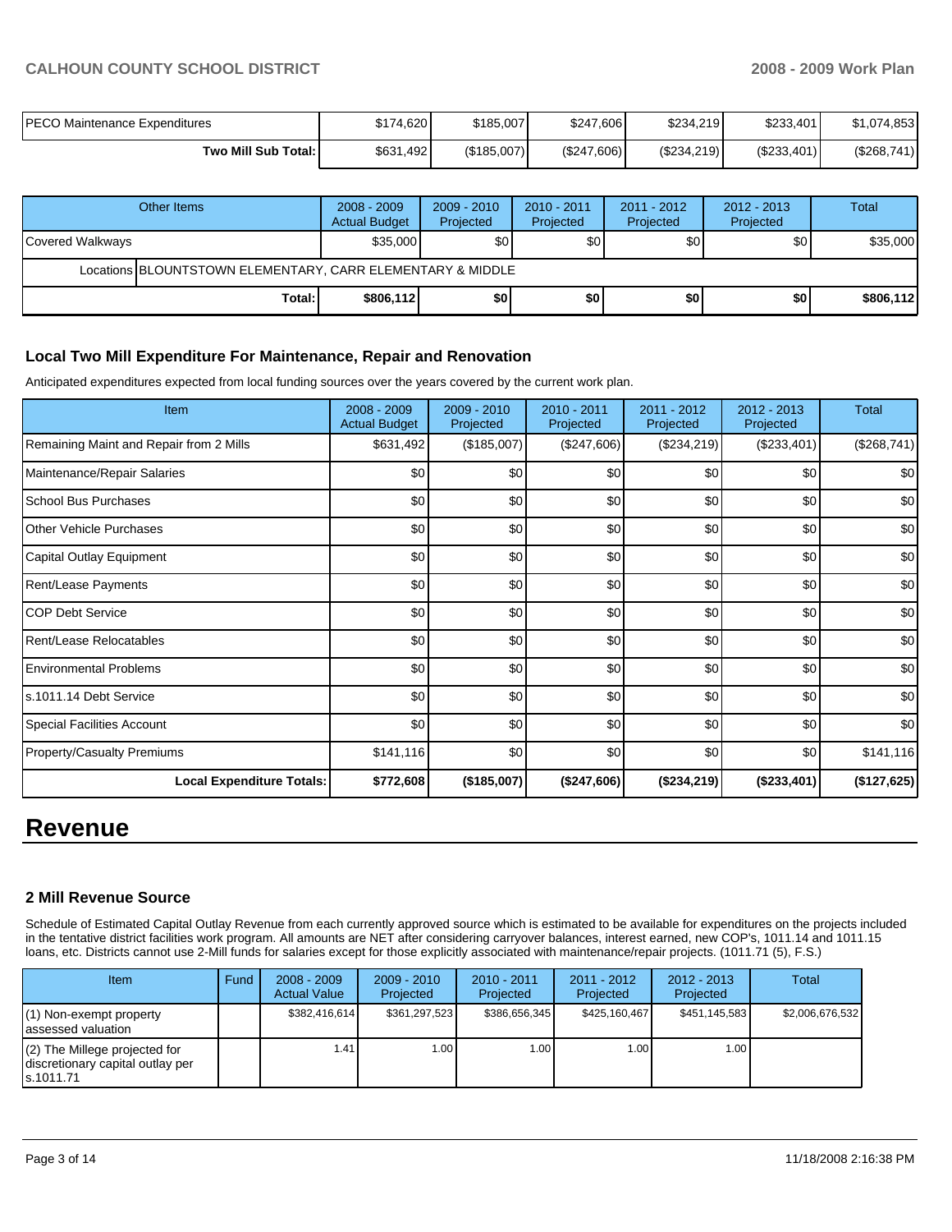| | | | | | | |
|---|---|---|---|---|---|---|
| PECO Maintenance Expenditures | $174,620 | $185,007 | $247,606 | $234,219 | $233,401 | $1,074,853 |
| **Two Mill Sub Total:** | $631,492 | ($185,007) | ($247,606) | ($234,219) | ($233,401) | ($268,741) |

| Other Items | 2008 - 2009 Actual Budget | 2009 - 2010 Projected | 2010 - 2011 Projected | 2011 - 2012 Projected | 2012 - 2013 Projected | Total |
|---|---|---|---|---|---|---|
| Covered Walkways | $35,000 | $0 | $0 | $0 | $0 | $35,000 |
| Locations BLOUNTSTOWN ELEMENTARY, CARR ELEMENTARY & MIDDLE | | | | | | |
| **Total:** | **$806,112** | **$0** | **$0** | **$0** | **$0** | **$806,112** |

### Local Two Mill Expenditure For Maintenance, Repair and Renovation

Anticipated expenditures expected from local funding sources over the years covered by the current work plan.

| Item | 2008 - 2009 Actual Budget | 2009 - 2010 Projected | 2010 - 2011 Projected | 2011 - 2012 Projected | 2012 - 2013 Projected | Total |
|---|---|---|---|---|---|---|
| Remaining Maint and Repair from 2 Mills | $631,492 | ($185,007) | ($247,606) | ($234,219) | ($233,401) | ($268,741) |
| Maintenance/Repair Salaries | $0 | $0 | $0 | $0 | $0 | $0 |
| School Bus Purchases | $0 | $0 | $0 | $0 | $0 | $0 |
| Other Vehicle Purchases | $0 | $0 | $0 | $0 | $0 | $0 |
| Capital Outlay Equipment | $0 | $0 | $0 | $0 | $0 | $0 |
| Rent/Lease Payments | $0 | $0 | $0 | $0 | $0 | $0 |
| COP Debt Service | $0 | $0 | $0 | $0 | $0 | $0 |
| Rent/Lease Relocatables | $0 | $0 | $0 | $0 | $0 | $0 |
| Environmental Problems | $0 | $0 | $0 | $0 | $0 | $0 |
| s.1011.14 Debt Service | $0 | $0 | $0 | $0 | $0 | $0 |
| Special Facilities Account | $0 | $0 | $0 | $0 | $0 | $0 |
| Property/Casualty Premiums | $141,116 | $0 | $0 | $0 | $0 | $141,116 |
| **Local Expenditure Totals:** | **$772,608** | **($185,007)** | **($247,606)** | **($234,219)** | **($233,401)** | **($127,625)** |

# Revenue

### 2 Mill Revenue Source

Schedule of Estimated Capital Outlay Revenue from each currently approved source which is estimated to be available for expenditures on the projects included in the tentative district facilities work program. All amounts are NET after considering carryover balances, interest earned, new COP's, 1011.14 and 1011.15 loans, etc. Districts cannot use 2-Mill funds for salaries except for those explicitly associated with maintenance/repair projects. (1011.71 (5), F.S.)

| Item | Fund | 2008 - 2009 Actual Value | 2009 - 2010 Projected | 2010 - 2011 Projected | 2011 - 2012 Projected | 2012 - 2013 Projected | Total |
|---|---|---|---|---|---|---|---|
| (1) Non-exempt property assessed valuation | | $382,416,614 | $361,297,523 | $386,656,345 | $425,160,467 | $451,145,583 | $2,006,676,532 |
| (2) The Millege projected for discretionary capital outlay per s.1011.71 | | 1.41 | 1.00 | 1.00 | 1.00 | 1.00 | |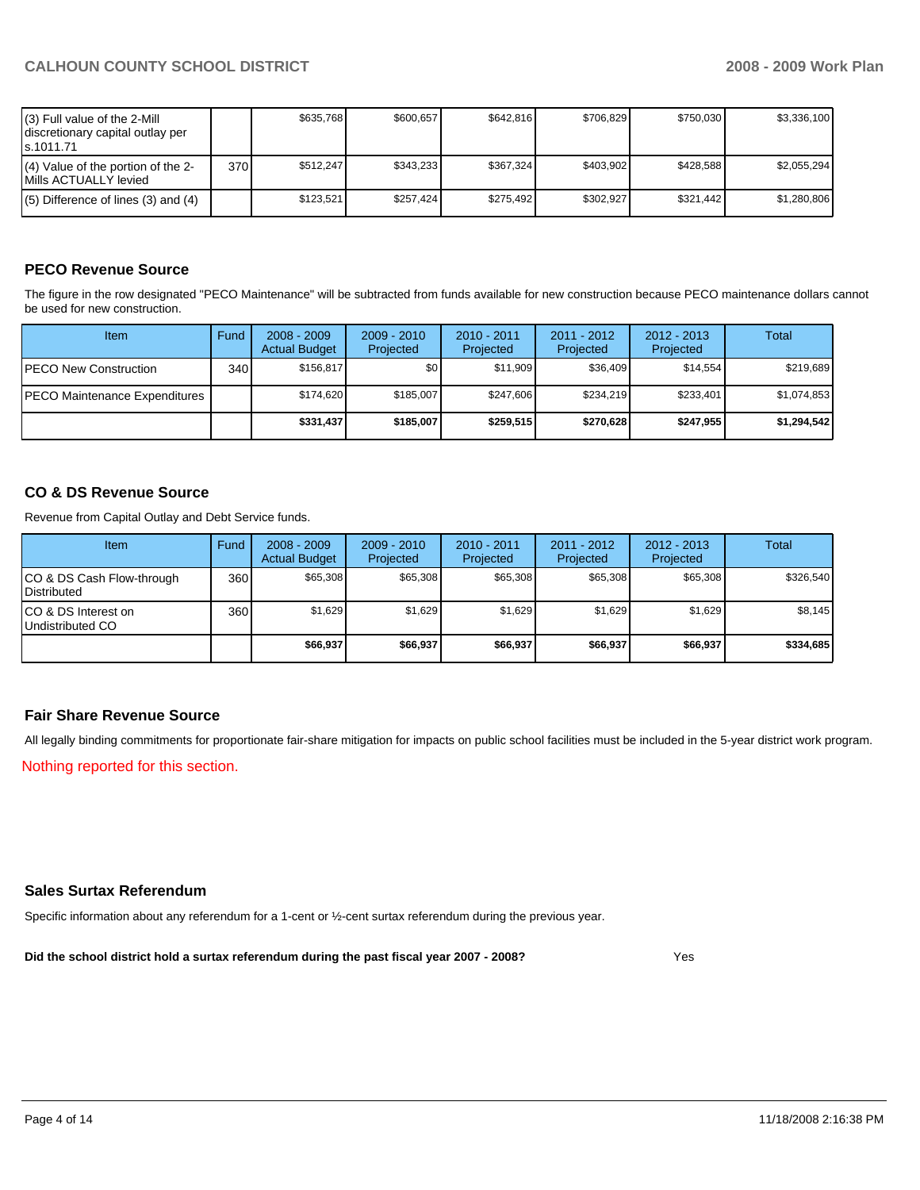| | | | | | | | |
|---|---|---|---|---|---|---|---|
| (3) Full value of the 2-Mill discretionary capital outlay per s.1011.71 | | $635,768 | $600,657 | $642,816 | $706,829 | $750,030 | $3,336,100 |
| (4) Value of the portion of the 2-Mills ACTUALLY levied | 370 | $512,247 | $343,233 | $367,324 | $403,902 | $428,588 | $2,055,294 |
| (5) Difference of lines (3) and (4) | | $123,521 | $257,424 | $275,492 | $302,927 | $321,442 | $1,280,806 |

## PECO Revenue Source

The figure in the row designated "PECO Maintenance" will be subtracted from funds available for new construction because PECO maintenance dollars cannot be used for new construction.

| Item | Fund | 2008 - 2009 Actual Budget | 2009 - 2010 Projected | 2010 - 2011 Projected | 2011 - 2012 Projected | 2012 - 2013 Projected | Total |
|---|---|---|---|---|---|---|---|
| PECO New Construction | 340 | $156,817 | $0 | $11,909 | $36,409 | $14,554 | $219,689 |
| PECO Maintenance Expenditures | | $174,620 | $185,007 | $247,606 | $234,219 | $233,401 | $1,074,853 |
| | | **$331,437** | **$185,007** | **$259,515** | **$270,628** | **$247,955** | **$1,294,542** |

## CO & DS Revenue Source

Revenue from Capital Outlay and Debt Service funds.

| Item | Fund | 2008 - 2009 Actual Budget | 2009 - 2010 Projected | 2010 - 2011 Projected | 2011 - 2012 Projected | 2012 - 2013 Projected | Total |
|---|---|---|---|---|---|---|---|
| CO & DS Cash Flow-through Distributed | 360 | $65,308 | $65,308 | $65,308 | $65,308 | $65,308 | $326,540 |
| CO & DS Interest on Undistributed CO | 360 | $1,629 | $1,629 | $1,629 | $1,629 | $1,629 | $8,145 |
| | | **$66,937** | **$66,937** | **$66,937** | **$66,937** | **$66,937** | **$334,685** |

## Fair Share Revenue Source

All legally binding commitments for proportionate fair-share mitigation for impacts on public school facilities must be included in the 5-year district work program.

Nothing reported for this section.

## Sales Surtax Referendum

Specific information about any referendum for a 1-cent or ½-cent surtax referendum during the previous year.

**Did the school district hold a surtax referendum during the past fiscal year 2007 - 2008?** Yes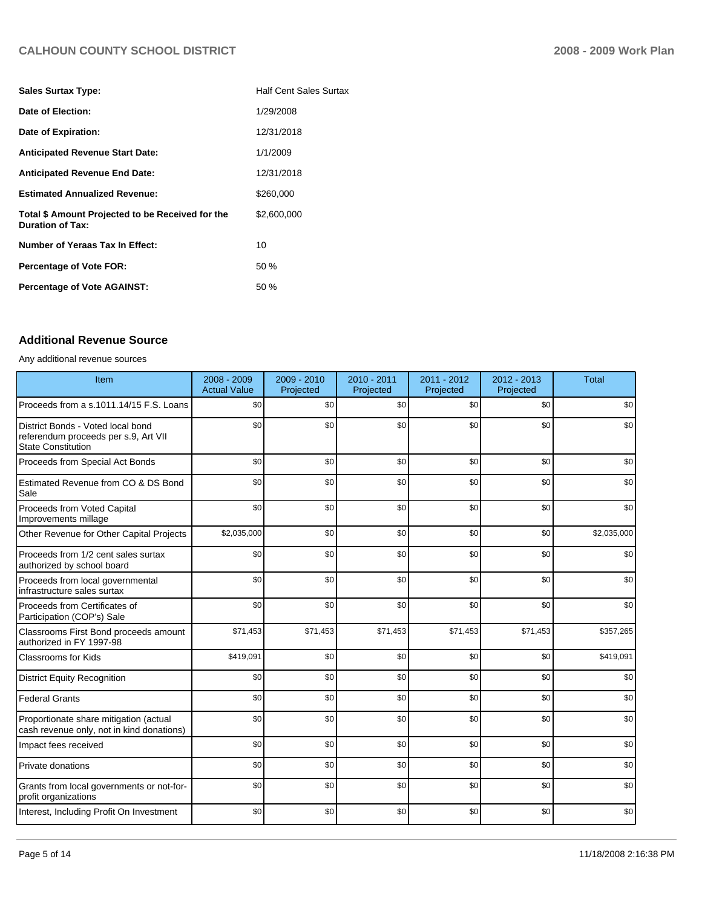| | |
|---|---|
| **Sales Surtax Type:** | Half Cent Sales Surtax |
| **Date of Election:** | 1/29/2008 |
| **Date of Expiration:** | 12/31/2018 |
| **Anticipated Revenue Start Date:** | 1/1/2009 |
| **Anticipated Revenue End Date:** | 12/31/2018 |
| **Estimated Annualized Revenue:** | $260,000 |
| **Total $ Amount Projected to be Received for the Duration of Tax:** | $2,600,000 |
| **Number of Yeraas Tax In Effect:** | 10 |
| **Percentage of Vote FOR:** | 50 % |
| **Percentage of Vote AGAINST:** | 50 % |

## Additional Revenue Source

Any additional revenue sources

| Item | 2008 - 2009 Actual Value | 2009 - 2010 Projected | 2010 - 2011 Projected | 2011 - 2012 Projected | 2012 - 2013 Projected | Total |
|---|---|---|---|---|---|---|
| Proceeds from a s.1011.14/15 F.S. Loans | $0 | $0 | $0 | $0 | $0 | $0 |
| District Bonds - Voted local bond referendum proceeds per s.9, Art VII State Constitution | $0 | $0 | $0 | $0 | $0 | $0 |
| Proceeds from Special Act Bonds | $0 | $0 | $0 | $0 | $0 | $0 |
| Estimated Revenue from CO & DS Bond Sale | $0 | $0 | $0 | $0 | $0 | $0 |
| Proceeds from Voted Capital Improvements millage | $0 | $0 | $0 | $0 | $0 | $0 |
| Other Revenue for Other Capital Projects | $2,035,000 | $0 | $0 | $0 | $0 | $2,035,000 |
| Proceeds from 1/2 cent sales surtax authorized by school board | $0 | $0 | $0 | $0 | $0 | $0 |
| Proceeds from local governmental infrastructure sales surtax | $0 | $0 | $0 | $0 | $0 | $0 |
| Proceeds from Certificates of Participation (COP's) Sale | $0 | $0 | $0 | $0 | $0 | $0 |
| Classrooms First Bond proceeds amount authorized in FY 1997-98 | $71,453 | $71,453 | $71,453 | $71,453 | $71,453 | $357,265 |
| Classrooms for Kids | $419,091 | $0 | $0 | $0 | $0 | $419,091 |
| District Equity Recognition | $0 | $0 | $0 | $0 | $0 | $0 |
| Federal Grants | $0 | $0 | $0 | $0 | $0 | $0 |
| Proportionate share mitigation (actual cash revenue only, not in kind donations) | $0 | $0 | $0 | $0 | $0 | $0 |
| Impact fees received | $0 | $0 | $0 | $0 | $0 | $0 |
| Private donations | $0 | $0 | $0 | $0 | $0 | $0 |
| Grants from local governments or not-for-profit organizations | $0 | $0 | $0 | $0 | $0 | $0 |
| Interest, Including Profit On Investment | $0 | $0 | $0 | $0 | $0 | $0 |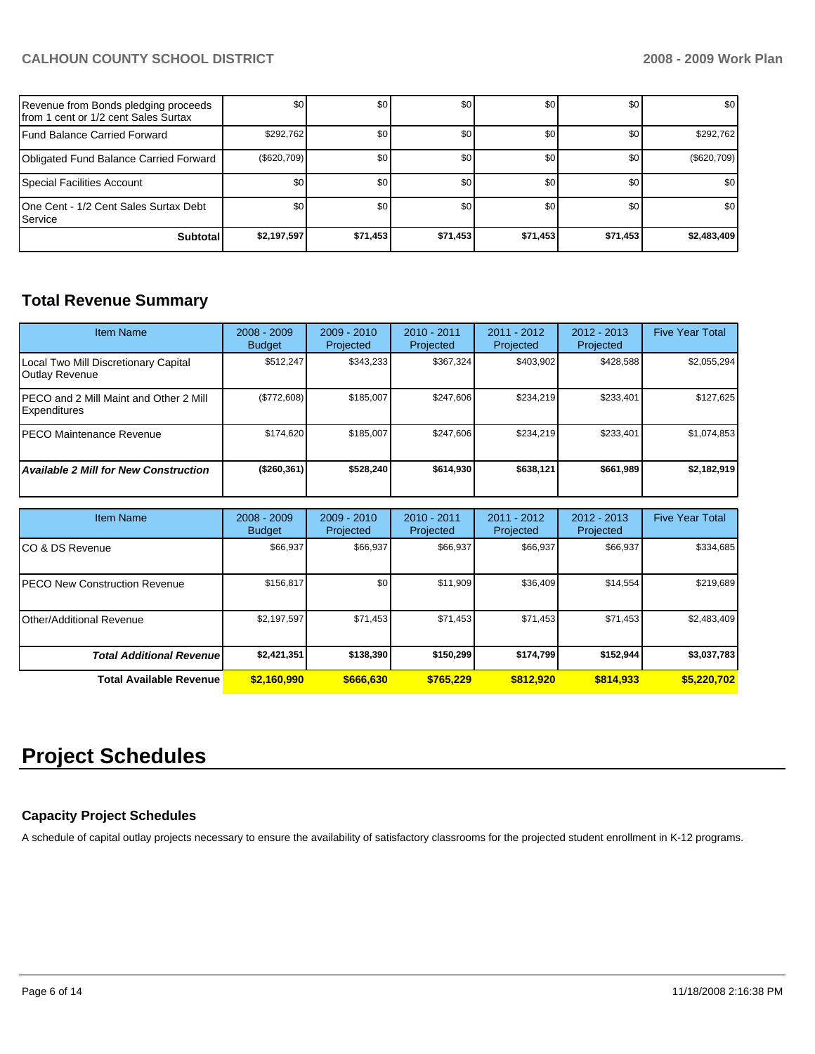| | | | | | | |
|---|---|---|---|---|---|---|
| Revenue from Bonds pledging proceeds from 1 cent or 1/2 cent Sales Surtax | $0 | $0 | $0 | $0 | $0 | $0 |
| Fund Balance Carried Forward | $292,762 | $0 | $0 | $0 | $0 | $292,762 |
| Obligated Fund Balance Carried Forward | ($620,709) | $0 | $0 | $0 | $0 | ($620,709) |
| Special Facilities Account | $0 | $0 | $0 | $0 | $0 | $0 |
| One Cent - 1/2 Cent Sales Surtax Debt Service | $0 | $0 | $0 | $0 | $0 | $0 |
| **Subtotal** | **$2,197,597** | **$71,453** | **$71,453** | **$71,453** | **$71,453** | **$2,483,409** |

## Total Revenue Summary

| Item Name | 2008 - 2009 Budget | 2009 - 2010 Projected | 2010 - 2011 Projected | 2011 - 2012 Projected | 2012 - 2013 Projected | Five Year Total |
|---|---|---|---|---|---|---|
| Local Two Mill Discretionary Capital Outlay Revenue | $512,247 | $343,233 | $367,324 | $403,902 | $428,588 | $2,055,294 |
| PECO and 2 Mill Maint and Other 2 Mill Expenditures | ($772,608) | $185,007 | $247,606 | $234,219 | $233,401 | $127,625 |
| PECO Maintenance Revenue | $174,620 | $185,007 | $247,606 | $234,219 | $233,401 | $1,074,853 |
| ***Available 2 Mill for New Construction*** | **($260,361)** | **$528,240** | **$614,930** | **$638,121** | **$661,989** | **$2,182,919** |

| Item Name | 2008 - 2009 Budget | 2009 - 2010 Projected | 2010 - 2011 Projected | 2011 - 2012 Projected | 2012 - 2013 Projected | Five Year Total |
|---|---|---|---|---|---|---|
| CO & DS Revenue | $66,937 | $66,937 | $66,937 | $66,937 | $66,937 | $334,685 |
| PECO New Construction Revenue | $156,817 | $0 | $11,909 | $36,409 | $14,554 | $219,689 |
| Other/Additional Revenue | $2,197,597 | $71,453 | $71,453 | $71,453 | $71,453 | $2,483,409 |
| ***Total Additional Revenue*** | **$2,421,351** | **$138,390** | **$150,299** | **$174,799** | **$152,944** | **$3,037,783** |
| **Total Available Revenue** | **$2,160,990** | **$666,630** | **$765,229** | **$812,920** | **$814,933** | **$5,220,702** |

# Project Schedules

### Capacity Project Schedules

A schedule of capital outlay projects necessary to ensure the availability of satisfactory classrooms for the projected student enrollment in K-12 programs.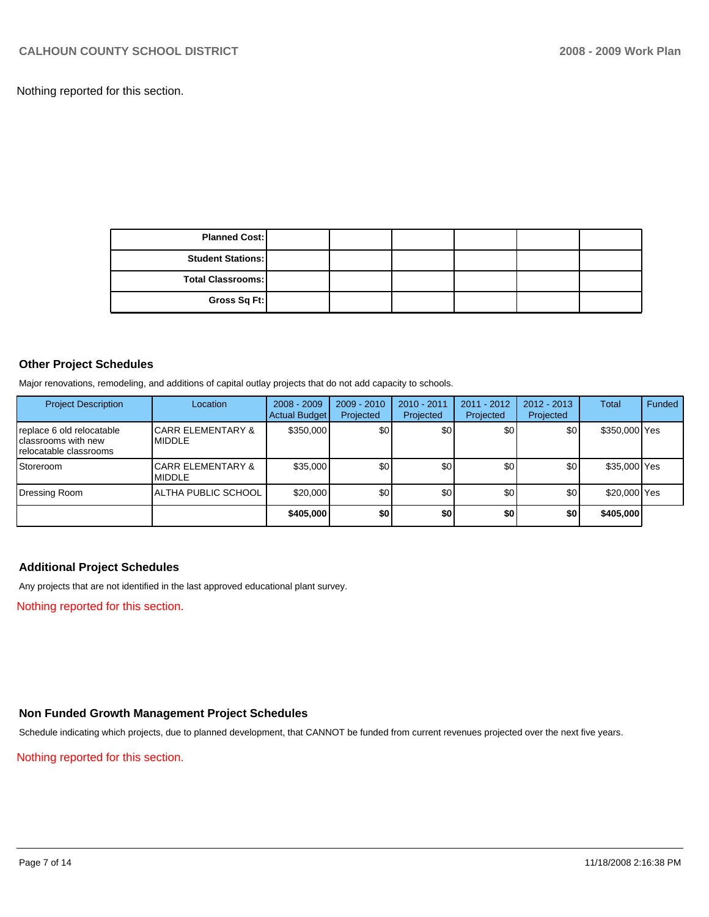Nothing reported for this section.

| | | | | | |
|---|---|---|---|---|---|
| **Planned Cost:** | | | | | |
| **Student Stations:** | | | | | |
| **Total Classrooms:** | | | | | |
| **Gross Sq Ft:** | | | | | |

### Other Project Schedules

Major renovations, remodeling, and additions of capital outlay projects that do not add capacity to schools.

| Project Description | Location | 2008 - 2009 Actual Budget | 2009 - 2010 Projected | 2010 - 2011 Projected | 2011 - 2012 Projected | 2012 - 2013 Projected | Total | Funded |
|---|---|---|---|---|---|---|---|---|
| replace 6 old relocatable classrooms with new relocatable classrooms | CARR ELEMENTARY & MIDDLE | $350,000 | $0 | $0 | $0 | $0 | $350,000 | Yes |
| Storeroom | CARR ELEMENTARY & MIDDLE | $35,000 | $0 | $0 | $0 | $0 | $35,000 | Yes |
| Dressing Room | ALTHA PUBLIC SCHOOL | $20,000 | $0 | $0 | $0 | $0 | $20,000 | Yes |
| | | **$405,000** | **$0** | **$0** | **$0** | **$0** | **$405,000** | |

### Additional Project Schedules

Any projects that are not identified in the last approved educational plant survey.

Nothing reported for this section.

### Non Funded Growth Management Project Schedules

Schedule indicating which projects, due to planned development, that CANNOT be funded from current revenues projected over the next five years.

Nothing reported for this section.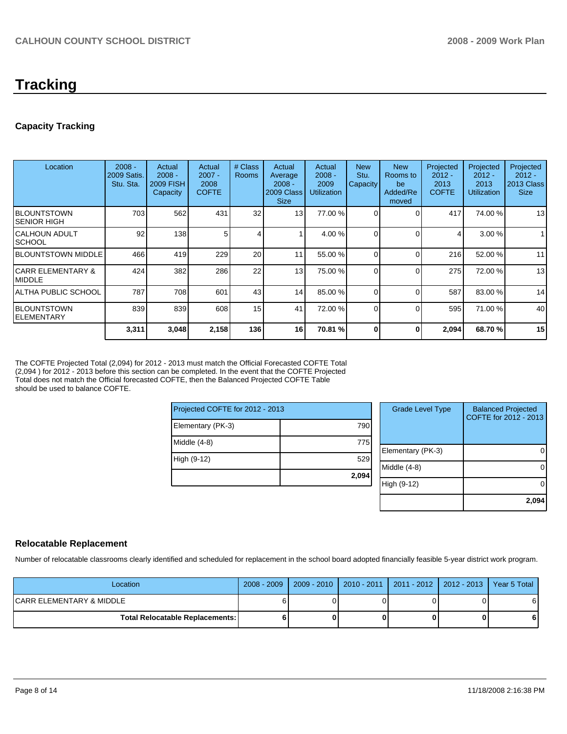# Tracking

## Capacity Tracking

| Location | 2008 - 2009 Satis. Stu. Sta. | Actual 2008 - 2009 FISH Capacity | Actual 2007 - 2008 COFTE | # Class Rooms | Actual Average 2008 - 2009 Class Size | Actual 2008 - 2009 Utilization | New Stu. Capacity | New Rooms to be Added/Removed | Projected 2012 - 2013 COFTE | Projected 2012 - 2013 Utilization | Projected 2012 - 2013 Class Size |
|---|---|---|---|---|---|---|---|---|---|---|---|
| BLOUNTSTOWN SENIOR HIGH | 703 | 562 | 431 | 32 | 13 | 77.00 % | 0 | 0 | 417 | 74.00 % | 13 |
| CALHOUN ADULT SCHOOL | 92 | 138 | 5 | 4 | 1 | 4.00 % | 0 | 0 | 4 | 3.00 % | 1 |
| BLOUNTSTOWN MIDDLE | 466 | 419 | 229 | 20 | 11 | 55.00 % | 0 | 0 | 216 | 52.00 % | 11 |
| CARR ELEMENTARY & MIDDLE | 424 | 382 | 286 | 22 | 13 | 75.00 % | 0 | 0 | 275 | 72.00 % | 13 |
| ALTHA PUBLIC SCHOOL | 787 | 708 | 601 | 43 | 14 | 85.00 % | 0 | 0 | 587 | 83.00 % | 14 |
| BLOUNTSTOWN ELEMENTARY | 839 | 839 | 608 | 15 | 41 | 72.00 % | 0 | 0 | 595 | 71.00 % | 40 |
| | **3,311** | **3,048** | **2,158** | **136** | **16** | **70.81 %** | **0** | **0** | **2,094** | **68.70 %** | **15** |

The COFTE Projected Total (2,094) for 2012 - 2013 must match the Official Forecasted COFTE Total (2,094 ) for 2012 - 2013 before this section can be completed. In the event that the COFTE Projected Total does not match the Official forecasted COFTE, then the Balanced Projected COFTE Table should be used to balance COFTE.

| Projected COFTE for 2012 - 2013 | |
|---|---|
| Elementary (PK-3) | 790 |
| Middle (4-8) | 775 |
| High (9-12) | 529 |
| | **2,094** |

| Grade Level Type | Balanced Projected COFTE for 2012 - 2013 |
|---|---|
| Elementary (PK-3) | 0 |
| Middle (4-8) | 0 |
| High (9-12) | 0 |
| | **2,094** |

## Relocatable Replacement

Number of relocatable classrooms clearly identified and scheduled for replacement in the school board adopted financially feasible 5-year district work program.

| Location | 2008 - 2009 | 2009 - 2010 | 2010 - 2011 | 2011 - 2012 | 2012 - 2013 | Year 5 Total |
|---|---|---|---|---|---|---|
| CARR ELEMENTARY & MIDDLE | 6 | 0 | 0 | 0 | 0 | 6 |
| **Total Relocatable Replacements:** | **6** | **0** | **0** | **0** | **0** | **6** |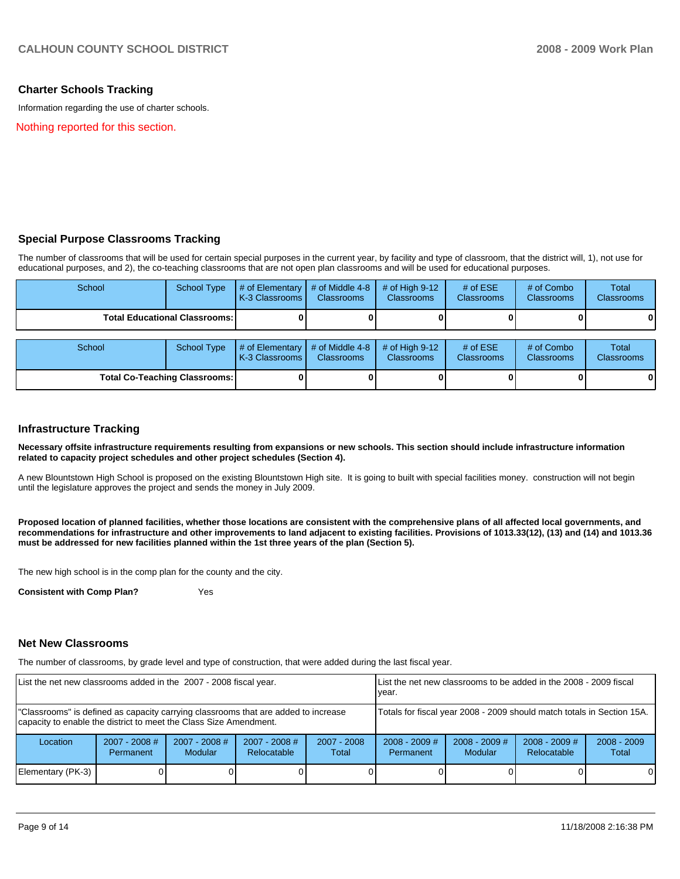## Charter Schools Tracking

Information regarding the use of charter schools.

Nothing reported for this section.

## Special Purpose Classrooms Tracking

The number of classrooms that will be used for certain special purposes in the current year, by facility and type of classroom, that the district will, 1), not use for educational purposes, and 2), the co-teaching classrooms that are not open plan classrooms and will be used for educational purposes.

| School | School Type | # of Elementary K-3 Classrooms | # of Middle 4-8 Classrooms | # of High 9-12 Classrooms | # of ESE Classrooms | # of Combo Classrooms | Total Classrooms |
|---|---|---|---|---|---|---|---|
| **Total Educational Classrooms:** | | **0** | **0** | **0** | **0** | **0** | **0** |

| School | School Type | # of Elementary K-3 Classrooms | # of Middle 4-8 Classrooms | # of High 9-12 Classrooms | # of ESE Classrooms | # of Combo Classrooms | Total Classrooms |
|---|---|---|---|---|---|---|---|
| **Total Co-Teaching Classrooms:** | | **0** | **0** | **0** | **0** | **0** | **0** |

## Infrastructure Tracking

**Necessary offsite infrastructure requirements resulting from expansions or new schools. This section should include infrastructure information related to capacity project schedules and other project schedules (Section 4).**

A new Blountstown High School is proposed on the existing Blountstown High site. It is going to built with special facilities money. construction will not begin until the legislature approves the project and sends the money in July 2009.

**Proposed location of planned facilities, whether those locations are consistent with the comprehensive plans of all affected local governments, and recommendations for infrastructure and other improvements to land adjacent to existing facilities. Provisions of 1013.33(12), (13) and (14) and 1013.36 must be addressed for new facilities planned within the 1st three years of the plan (Section 5).**

The new high school is in the comp plan for the county and the city.

**Consistent with Comp Plan?** Yes

## Net New Classrooms

The number of classrooms, by grade level and type of construction, that were added during the last fiscal year.

| List the net new classrooms added in the 2007 - 2008 fiscal year. | | | | | List the net new classrooms to be added in the 2008 - 2009 fiscal year. | | | |
|---|---|---|---|---|---|---|---|---|
| "Classrooms" is defined as capacity carrying classrooms that are added to increase capacity to enable the district to meet the Class Size Amendment. | | | | | Totals for fiscal year 2008 - 2009 should match totals in Section 15A. | | | |
| Location | 2007 - 2008 # Permanent | 2007 - 2008 # Modular | 2007 - 2008 # Relocatable | 2007 - 2008 Total | 2008 - 2009 # Permanent | 2008 - 2009 # Modular | 2008 - 2009 # Relocatable | 2008 - 2009 Total |
| Elementary (PK-3) | 0 | 0 | 0 | 0 | 0 | 0 | 0 | 0 |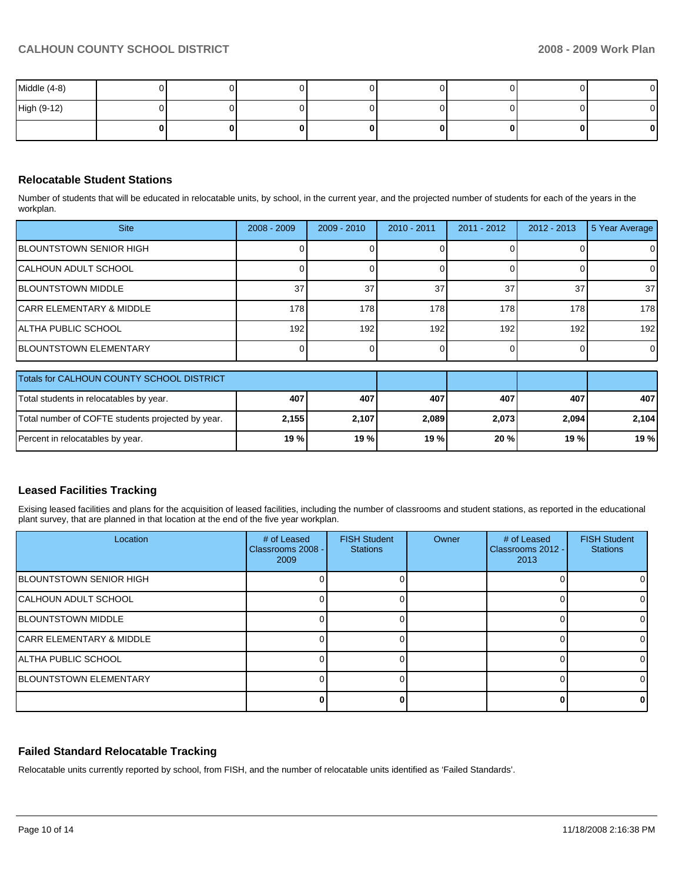| | | | | | | | | |
|---|---|---|---|---|---|---|---|---|
| Middle (4-8) | 0 | 0 | 0 | 0 | 0 | 0 | 0 | 0 |
| High (9-12) | 0 | 0 | 0 | 0 | 0 | 0 | 0 | 0 |
| | **0** | **0** | **0** | **0** | **0** | **0** | **0** | **0** |

## Relocatable Student Stations

Number of students that will be educated in relocatable units, by school, in the current year, and the projected number of students for each of the years in the workplan.

| Site | 2008 - 2009 | 2009 - 2010 | 2010 - 2011 | 2011 - 2012 | 2012 - 2013 | 5 Year Average |
|---|---|---|---|---|---|---|
| BLOUNTSTOWN SENIOR HIGH | 0 | 0 | 0 | 0 | 0 | 0 |
| CALHOUN ADULT SCHOOL | 0 | 0 | 0 | 0 | 0 | 0 |
| BLOUNTSTOWN MIDDLE | 37 | 37 | 37 | 37 | 37 | 37 |
| CARR ELEMENTARY & MIDDLE | 178 | 178 | 178 | 178 | 178 | 178 |
| ALTHA PUBLIC SCHOOL | 192 | 192 | 192 | 192 | 192 | 192 |
| BLOUNTSTOWN ELEMENTARY | 0 | 0 | 0 | 0 | 0 | 0 |

| Totals for CALHOUN COUNTY SCHOOL DISTRICT | | | | | | |
|---|---|---|---|---|---|---|
| Total students in relocatables by year. | **407** | **407** | **407** | **407** | **407** | **407** |
| Total number of COFTE students projected by year. | **2,155** | **2,107** | **2,089** | **2,073** | **2,094** | **2,104** |
| Percent in relocatables by year. | **19 %** | **19 %** | **19 %** | **20 %** | **19 %** | **19 %** |

## Leased Facilities Tracking

Exising leased facilities and plans for the acquisition of leased facilities, including the number of classrooms and student stations, as reported in the educational plant survey, that are planned in that location at the end of the five year workplan.

| Location | # of Leased Classrooms 2008 - 2009 | FISH Student Stations | Owner | # of Leased Classrooms 2012 - 2013 | FISH Student Stations |
|---|---|---|---|---|---|
| BLOUNTSTOWN SENIOR HIGH | 0 | 0 | | 0 | 0 |
| CALHOUN ADULT SCHOOL | 0 | 0 | | 0 | 0 |
| BLOUNTSTOWN MIDDLE | 0 | 0 | | 0 | 0 |
| CARR ELEMENTARY & MIDDLE | 0 | 0 | | 0 | 0 |
| ALTHA PUBLIC SCHOOL | 0 | 0 | | 0 | 0 |
| BLOUNTSTOWN ELEMENTARY | 0 | 0 | | 0 | 0 |
| | **0** | **0** | | **0** | **0** |

## Failed Standard Relocatable Tracking

Relocatable units currently reported by school, from FISH, and the number of relocatable units identified as 'Failed Standards'.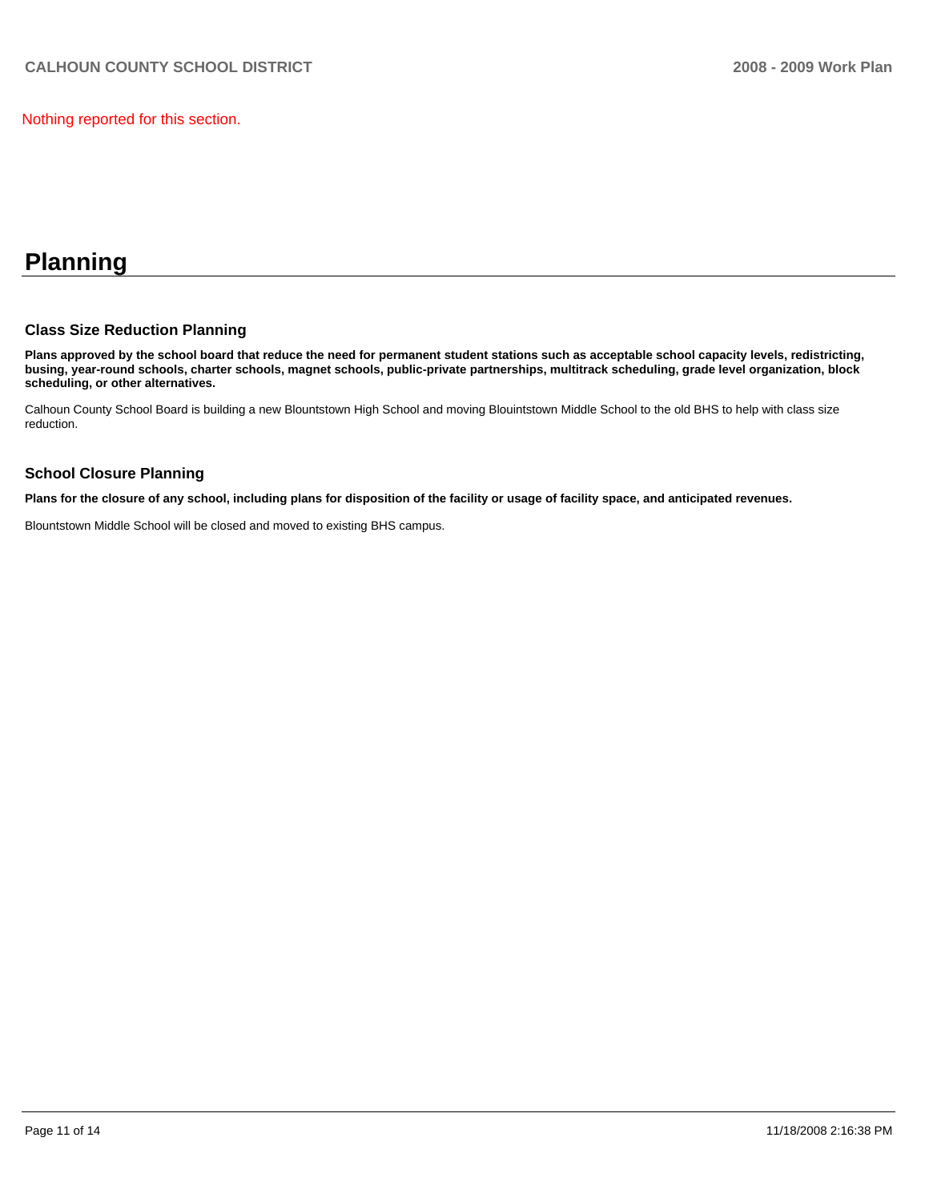Nothing reported for this section.

# Planning

### Class Size Reduction Planning

**Plans approved by the school board that reduce the need for permanent student stations such as acceptable school capacity levels, redistricting, busing, year-round schools, charter schools, magnet schools, public-private partnerships, multitrack scheduling, grade level organization, block scheduling, or other alternatives.**

Calhoun County School Board is building a new Blountstown High School and moving Blouintstown Middle School to the old BHS to help with class size reduction.

### School Closure Planning

**Plans for the closure of any school, including plans for disposition of the facility or usage of facility space, and anticipated revenues.**

Blountstown Middle School will be closed and moved to existing BHS campus.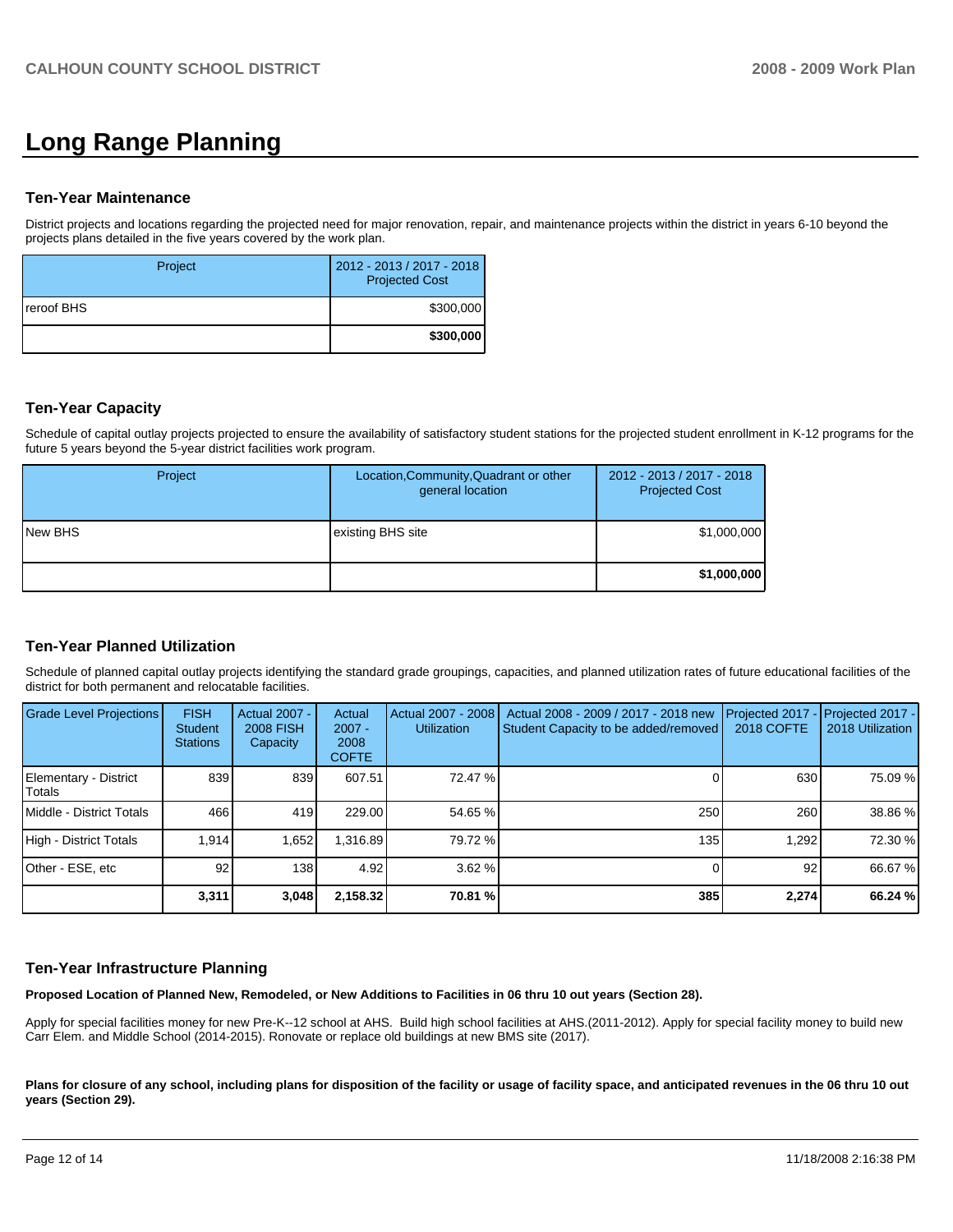# Long Range Planning

## Ten-Year Maintenance

District projects and locations regarding the projected need for major renovation, repair, and maintenance projects within the district in years 6-10 beyond the projects plans detailed in the five years covered by the work plan.

| Project | 2012 - 2013 / 2017 - 2018 Projected Cost |
|---|---|
| reroof BHS | $300,000 |
| | **$300,000** |

## Ten-Year Capacity

Schedule of capital outlay projects projected to ensure the availability of satisfactory student stations for the projected student enrollment in K-12 programs for the future 5 years beyond the 5-year district facilities work program.

| Project | Location,Community,Quadrant or other general location | 2012 - 2013 / 2017 - 2018 Projected Cost |
|---|---|---|
| New BHS | existing BHS site | $1,000,000 |
| | | **$1,000,000** |

## Ten-Year Planned Utilization

Schedule of planned capital outlay projects identifying the standard grade groupings, capacities, and planned utilization rates of future educational facilities of the district for both permanent and relocatable facilities.

| Grade Level Projections | FISH Student Stations | Actual 2007 - 2008 FISH Capacity | Actual 2007 - 2008 COFTE | Actual 2007 - 2008 Utilization | Actual 2008 - 2009 / 2017 - 2018 new Student Capacity to be added/removed | Projected 2017 - 2018 COFTE | Projected 2017 - 2018 Utilization |
|---|---|---|---|---|---|---|---|
| Elementary - District Totals | 839 | 839 | 607.51 | 72.47 % | 0 | 630 | 75.09 % |
| Middle - District Totals | 466 | 419 | 229.00 | 54.65 % | 250 | 260 | 38.86 % |
| High - District Totals | 1,914 | 1,652 | 1,316.89 | 79.72 % | 135 | 1,292 | 72.30 % |
| Other - ESE, etc | 92 | 138 | 4.92 | 3.62 % | 0 | 92 | 66.67 % |
| | **3,311** | **3,048** | **2,158.32** | **70.81 %** | **385** | **2,274** | **66.24 %** |

## Ten-Year Infrastructure Planning

**Proposed Location of Planned New, Remodeled, or New Additions to Facilities in 06 thru 10 out years (Section 28).**

Apply for special facilities money for new Pre-K--12 school at AHS. Build high school facilities at AHS.(2011-2012). Apply for special facility money to build new Carr Elem. and Middle School (2014-2015). Ronovate or replace old buildings at new BMS site (2017).

**Plans for closure of any school, including plans for disposition of the facility or usage of facility space, and anticipated revenues in the 06 thru 10 out years (Section 29).**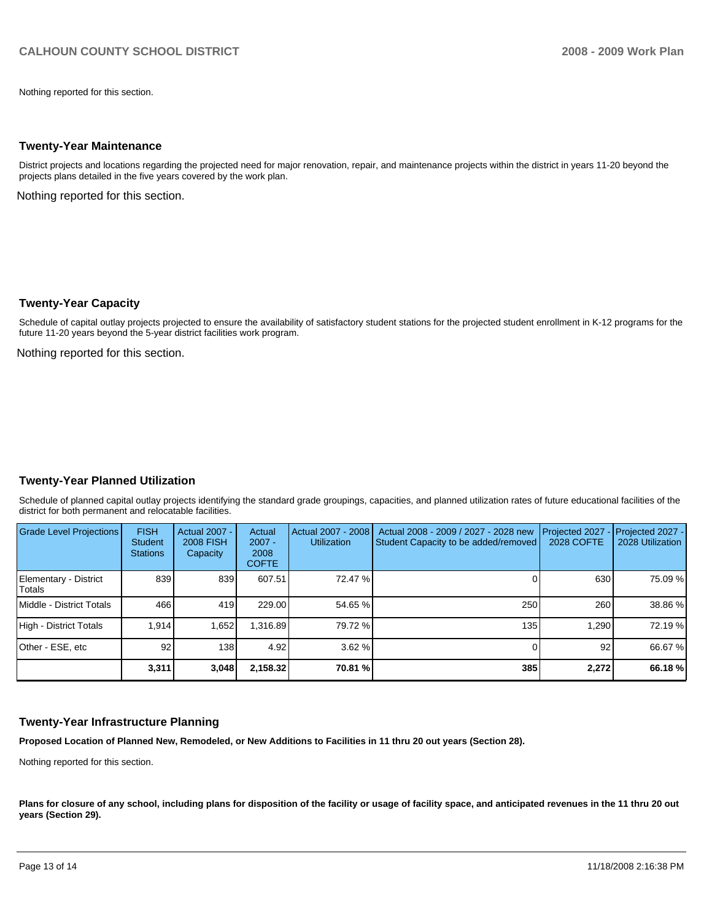Nothing reported for this section.

### Twenty-Year Maintenance

District projects and locations regarding the projected need for major renovation, repair, and maintenance projects within the district in years 11-20 beyond the projects plans detailed in the five years covered by the work plan.

Nothing reported for this section.

### Twenty-Year Capacity

Schedule of capital outlay projects projected to ensure the availability of satisfactory student stations for the projected student enrollment in K-12 programs for the future 11-20 years beyond the 5-year district facilities work program.

Nothing reported for this section.

### Twenty-Year Planned Utilization

Schedule of planned capital outlay projects identifying the standard grade groupings, capacities, and planned utilization rates of future educational facilities of the district for both permanent and relocatable facilities.

| Grade Level Projections | FISH Student Stations | Actual 2007 - 2008 FISH Capacity | Actual 2007 - 2008 COFTE | Actual 2007 - 2008 Utilization | Actual 2008 - 2009 / 2027 - 2028 new Student Capacity to be added/removed | Projected 2027 - 2028 COFTE | Projected 2027 - 2028 Utilization |
|---|---|---|---|---|---|---|---|
| Elementary - District Totals | 839 | 839 | 607.51 | 72.47 % | 0 | 630 | 75.09 % |
| Middle - District Totals | 466 | 419 | 229.00 | 54.65 % | 250 | 260 | 38.86 % |
| High - District Totals | 1,914 | 1,652 | 1,316.89 | 79.72 % | 135 | 1,290 | 72.19 % |
| Other - ESE, etc | 92 | 138 | 4.92 | 3.62 % | 0 | 92 | 66.67 % |
| | **3,311** | **3,048** | **2,158.32** | **70.81 %** | **385** | **2,272** | **66.18 %** |

### Twenty-Year Infrastructure Planning

**Proposed Location of Planned New, Remodeled, or New Additions to Facilities in 11 thru 20 out years (Section 28).**

Nothing reported for this section.

**Plans for closure of any school, including plans for disposition of the facility or usage of facility space, and anticipated revenues in the 11 thru 20 out years (Section 29).**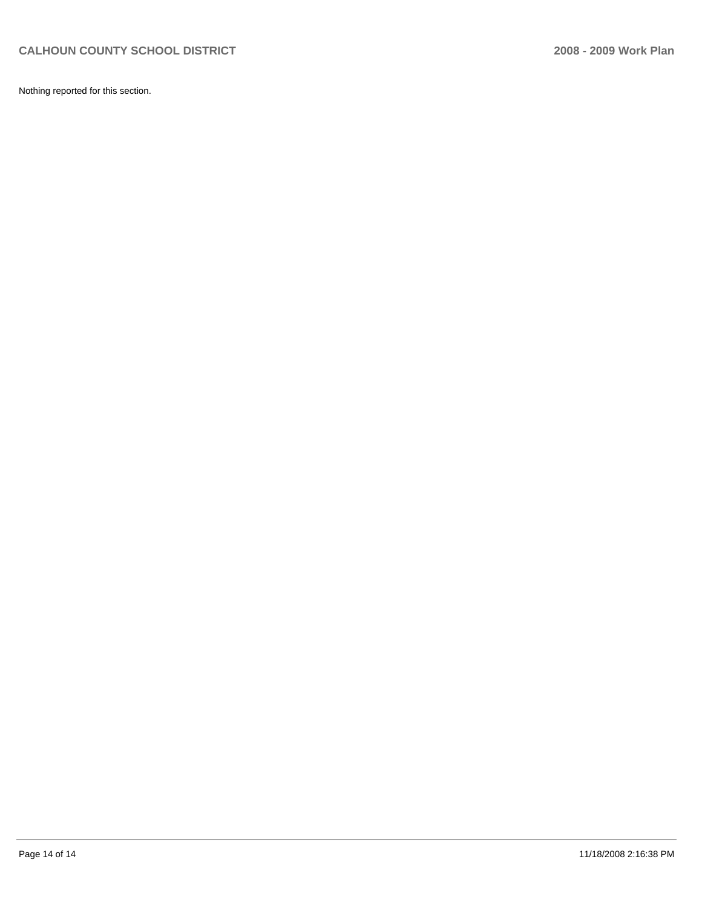Nothing reported for this section.